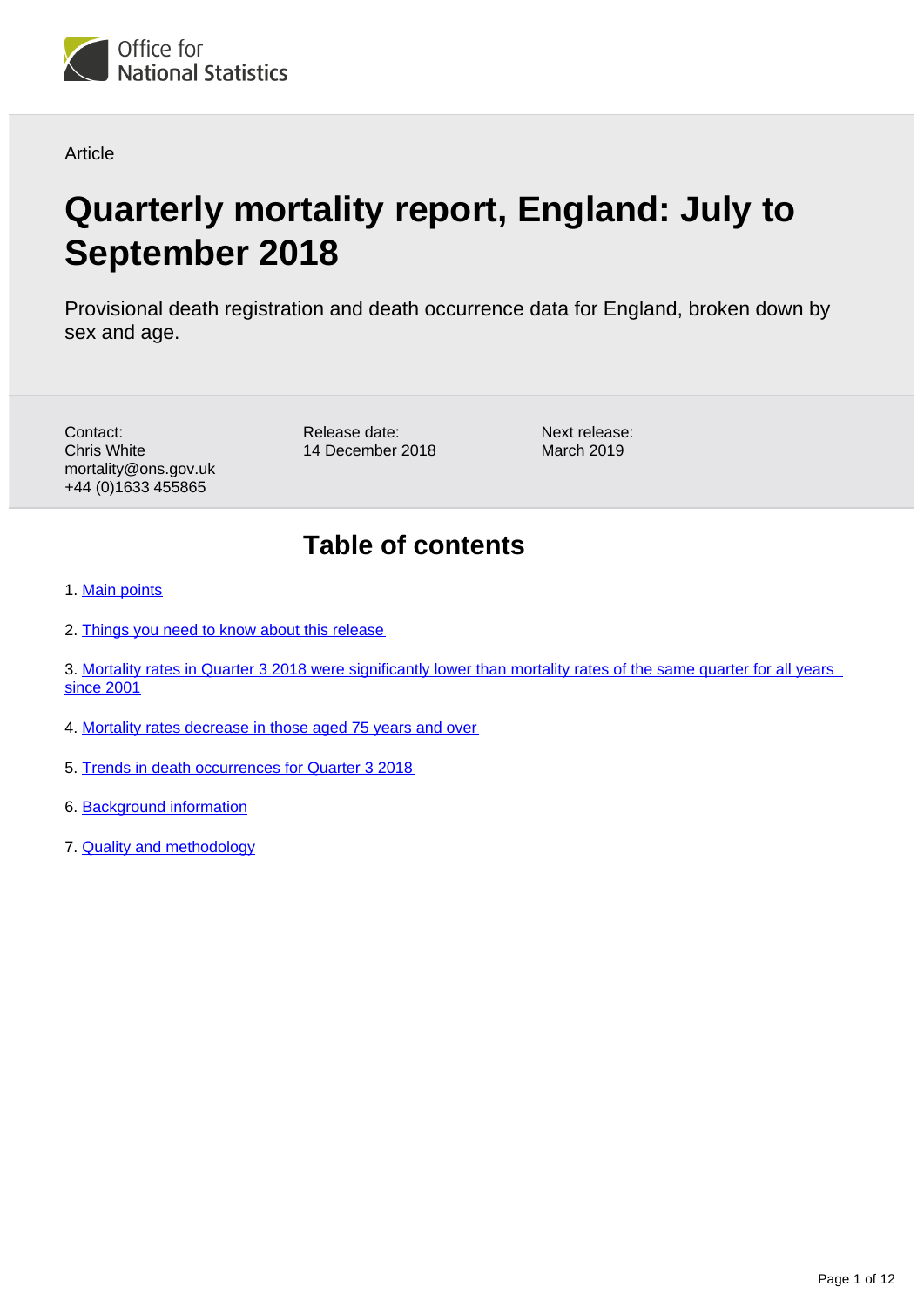Office for National Statistics

Article

# Quarterly mortality report, England: July to September 2018

Provisional death registration and death occurrence data for England, broken down by sex and age.

Contact:
Chris White
mortality@ons.gov.uk
+44 (0)1633 455865

Release date:
14 December 2018

Next release:
March 2019

## Table of contents

1. Main points
2. Things you need to know about this release
3. Mortality rates in Quarter 3 2018 were significantly lower than mortality rates of the same quarter for all years since 2001
4. Mortality rates decrease in those aged 75 years and over
5. Trends in death occurrences for Quarter 3 2018
6. Background information
7. Quality and methodology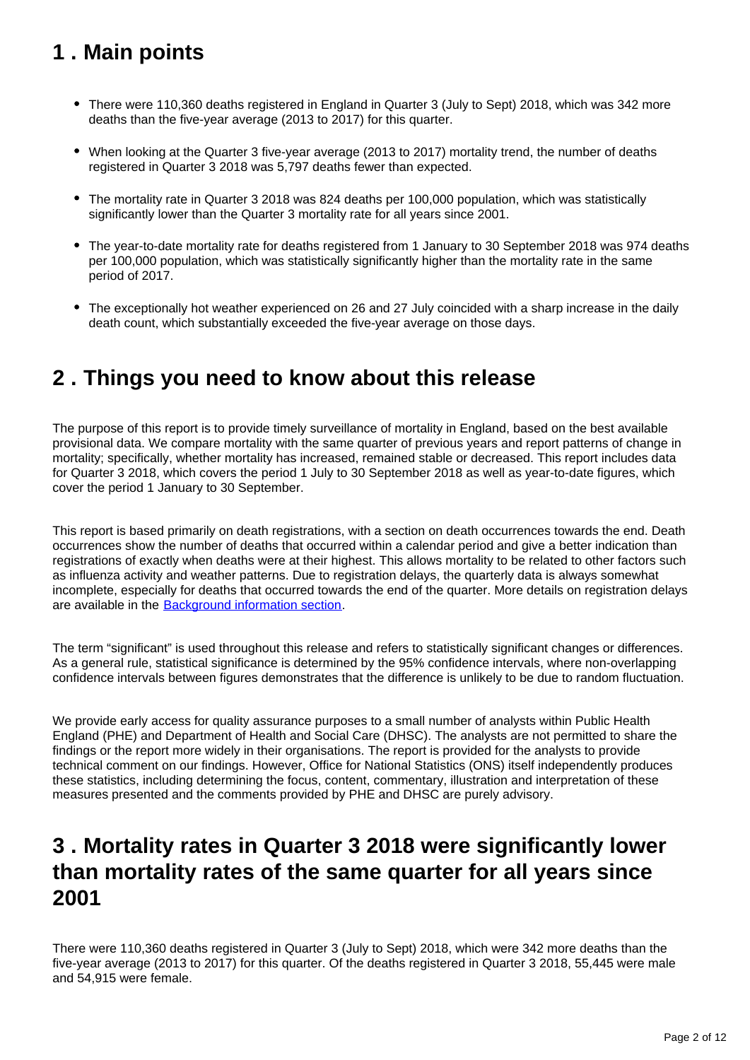## 1 . Main points

- There were 110,360 deaths registered in England in Quarter 3 (July to Sept) 2018, which was 342 more deaths than the five-year average (2013 to 2017) for this quarter.
- When looking at the Quarter 3 five-year average (2013 to 2017) mortality trend, the number of deaths registered in Quarter 3 2018 was 5,797 deaths fewer than expected.
- The mortality rate in Quarter 3 2018 was 824 deaths per 100,000 population, which was statistically significantly lower than the Quarter 3 mortality rate for all years since 2001.
- The year-to-date mortality rate for deaths registered from 1 January to 30 September 2018 was 974 deaths per 100,000 population, which was statistically significantly higher than the mortality rate in the same period of 2017.
- The exceptionally hot weather experienced on 26 and 27 July coincided with a sharp increase in the daily death count, which substantially exceeded the five-year average on those days.

## 2 . Things you need to know about this release

The purpose of this report is to provide timely surveillance of mortality in England, based on the best available provisional data. We compare mortality with the same quarter of previous years and report patterns of change in mortality; specifically, whether mortality has increased, remained stable or decreased. This report includes data for Quarter 3 2018, which covers the period 1 July to 30 September 2018 as well as year-to-date figures, which cover the period 1 January to 30 September.

This report is based primarily on death registrations, with a section on death occurrences towards the end. Death occurrences show the number of deaths that occurred within a calendar period and give a better indication than registrations of exactly when deaths were at their highest. This allows mortality to be related to other factors such as influenza activity and weather patterns. Due to registration delays, the quarterly data is always somewhat incomplete, especially for deaths that occurred towards the end of the quarter. More details on registration delays are available in the Background information section.

The term "significant" is used throughout this release and refers to statistically significant changes or differences. As a general rule, statistical significance is determined by the 95% confidence intervals, where non-overlapping confidence intervals between figures demonstrates that the difference is unlikely to be due to random fluctuation.

We provide early access for quality assurance purposes to a small number of analysts within Public Health England (PHE) and Department of Health and Social Care (DHSC). The analysts are not permitted to share the findings or the report more widely in their organisations. The report is provided for the analysts to provide technical comment on our findings. However, Office for National Statistics (ONS) itself independently produces these statistics, including determining the focus, content, commentary, illustration and interpretation of these measures presented and the comments provided by PHE and DHSC are purely advisory.

## 3 . Mortality rates in Quarter 3 2018 were significantly lower than mortality rates of the same quarter for all years since 2001

There were 110,360 deaths registered in Quarter 3 (July to Sept) 2018, which were 342 more deaths than the five-year average (2013 to 2017) for this quarter. Of the deaths registered in Quarter 3 2018, 55,445 were male and 54,915 were female.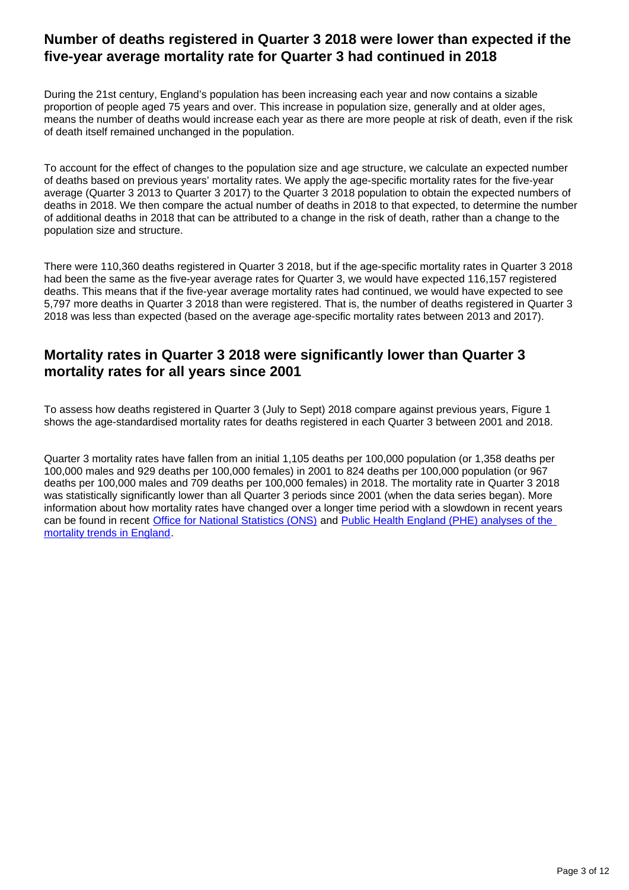## Number of deaths registered in Quarter 3 2018 were lower than expected if the five-year average mortality rate for Quarter 3 had continued in 2018

During the 21st century, England's population has been increasing each year and now contains a sizable proportion of people aged 75 years and over. This increase in population size, generally and at older ages, means the number of deaths would increase each year as there are more people at risk of death, even if the risk of death itself remained unchanged in the population.

To account for the effect of changes to the population size and age structure, we calculate an expected number of deaths based on previous years' mortality rates. We apply the age-specific mortality rates for the five-year average (Quarter 3 2013 to Quarter 3 2017) to the Quarter 3 2018 population to obtain the expected numbers of deaths in 2018. We then compare the actual number of deaths in 2018 to that expected, to determine the number of additional deaths in 2018 that can be attributed to a change in the risk of death, rather than a change to the population size and structure.

There were 110,360 deaths registered in Quarter 3 2018, but if the age-specific mortality rates in Quarter 3 2018 had been the same as the five-year average rates for Quarter 3, we would have expected 116,157 registered deaths. This means that if the five-year average mortality rates had continued, we would have expected to see 5,797 more deaths in Quarter 3 2018 than were registered. That is, the number of deaths registered in Quarter 3 2018 was less than expected (based on the average age-specific mortality rates between 2013 and 2017).

## Mortality rates in Quarter 3 2018 were significantly lower than Quarter 3 mortality rates for all years since 2001

To assess how deaths registered in Quarter 3 (July to Sept) 2018 compare against previous years, Figure 1 shows the age-standardised mortality rates for deaths registered in each Quarter 3 between 2001 and 2018.

Quarter 3 mortality rates have fallen from an initial 1,105 deaths per 100,000 population (or 1,358 deaths per 100,000 males and 929 deaths per 100,000 females) in 2001 to 824 deaths per 100,000 population (or 967 deaths per 100,000 males and 709 deaths per 100,000 females) in 2018. The mortality rate in Quarter 3 2018 was statistically significantly lower than all Quarter 3 periods since 2001 (when the data series began). More information about how mortality rates have changed over a longer time period with a slowdown in recent years can be found in recent Office for National Statistics (ONS) and Public Health England (PHE) analyses of the mortality trends in England.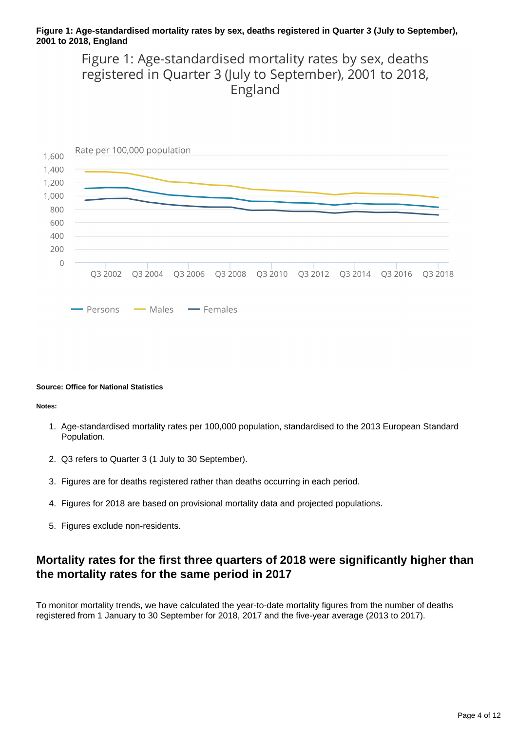**Figure 1: Age-standardised mortality rates by sex, deaths registered in Quarter 3 (July to September), 2001 to 2018, England**

Figure 1: Age-standardised mortality rates by sex, deaths registered in Quarter 3 (July to September), 2001 to 2018, England

Rate per 100,000 population

Persons — Males — Females

**Source: Office for National Statistics**

**Notes:**

1. Age-standardised mortality rates per 100,000 population, standardised to the 2013 European Standard Population.
2. Q3 refers to Quarter 3 (1 July to 30 September).
3. Figures are for deaths registered rather than deaths occurring in each period.
4. Figures for 2018 are based on provisional mortality data and projected populations.
5. Figures exclude non-residents.

## Mortality rates for the first three quarters of 2018 were significantly higher than the mortality rates for the same period in 2017

To monitor mortality trends, we have calculated the year-to-date mortality figures from the number of deaths registered from 1 January to 30 September for 2018, 2017 and the five-year average (2013 to 2017).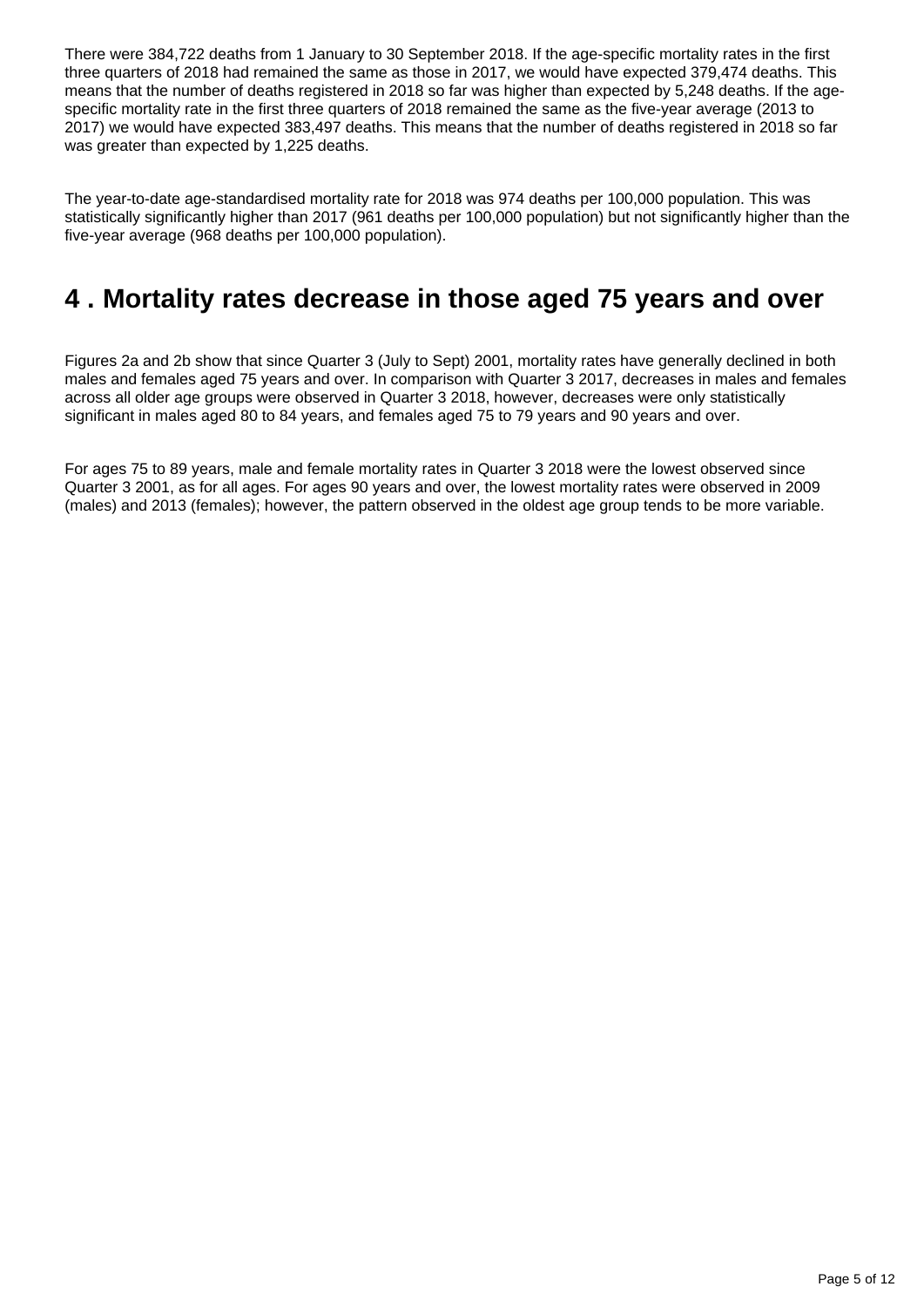There were 384,722 deaths from 1 January to 30 September 2018. If the age-specific mortality rates in the first three quarters of 2018 had remained the same as those in 2017, we would have expected 379,474 deaths. This means that the number of deaths registered in 2018 so far was higher than expected by 5,248 deaths. If the age-specific mortality rate in the first three quarters of 2018 remained the same as the five-year average (2013 to 2017) we would have expected 383,497 deaths. This means that the number of deaths registered in 2018 so far was greater than expected by 1,225 deaths.

The year-to-date age-standardised mortality rate for 2018 was 974 deaths per 100,000 population. This was statistically significantly higher than 2017 (961 deaths per 100,000 population) but not significantly higher than the five-year average (968 deaths per 100,000 population).

## 4 . Mortality rates decrease in those aged 75 years and over

Figures 2a and 2b show that since Quarter 3 (July to Sept) 2001, mortality rates have generally declined in both males and females aged 75 years and over. In comparison with Quarter 3 2017, decreases in males and females across all older age groups were observed in Quarter 3 2018, however, decreases were only statistically significant in males aged 80 to 84 years, and females aged 75 to 79 years and 90 years and over.

For ages 75 to 89 years, male and female mortality rates in Quarter 3 2018 were the lowest observed since Quarter 3 2001, as for all ages. For ages 90 years and over, the lowest mortality rates were observed in 2009 (males) and 2013 (females); however, the pattern observed in the oldest age group tends to be more variable.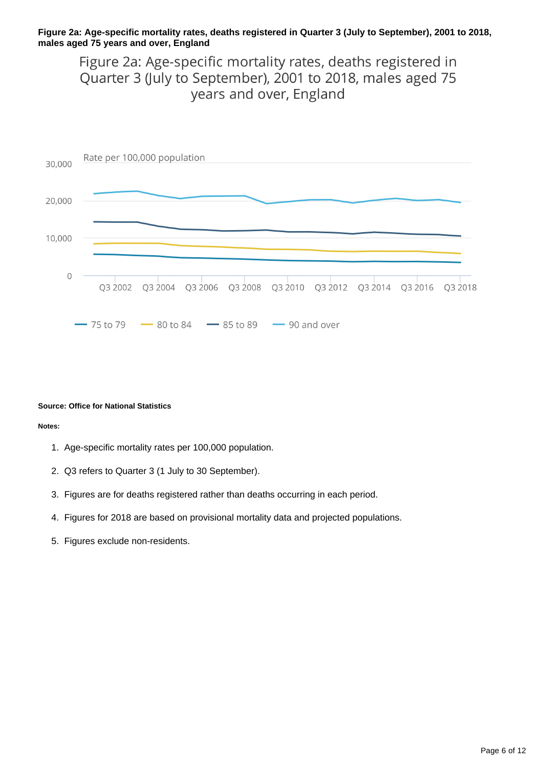**Figure 2a: Age-specific mortality rates, deaths registered in Quarter 3 (July to September), 2001 to 2018, males aged 75 years and over, England**

Figure 2a: Age-specific mortality rates, deaths registered in Quarter 3 (July to September), 2001 to 2018, males aged 75 years and over, England

Rate per 100,000 population

30,000
20,000
10,000
0

Q3 2002 Q3 2004 Q3 2006 Q3 2008 Q3 2010 Q3 2012 Q3 2014 Q3 2016 Q3 2018

75 to 79 80 to 84 85 to 89 90 and over

**Source: Office for National Statistics**

**Notes:**

1. Age-specific mortality rates per 100,000 population.
2. Q3 refers to Quarter 3 (1 July to 30 September).
3. Figures are for deaths registered rather than deaths occurring in each period.
4. Figures for 2018 are based on provisional mortality data and projected populations.
5. Figures exclude non-residents.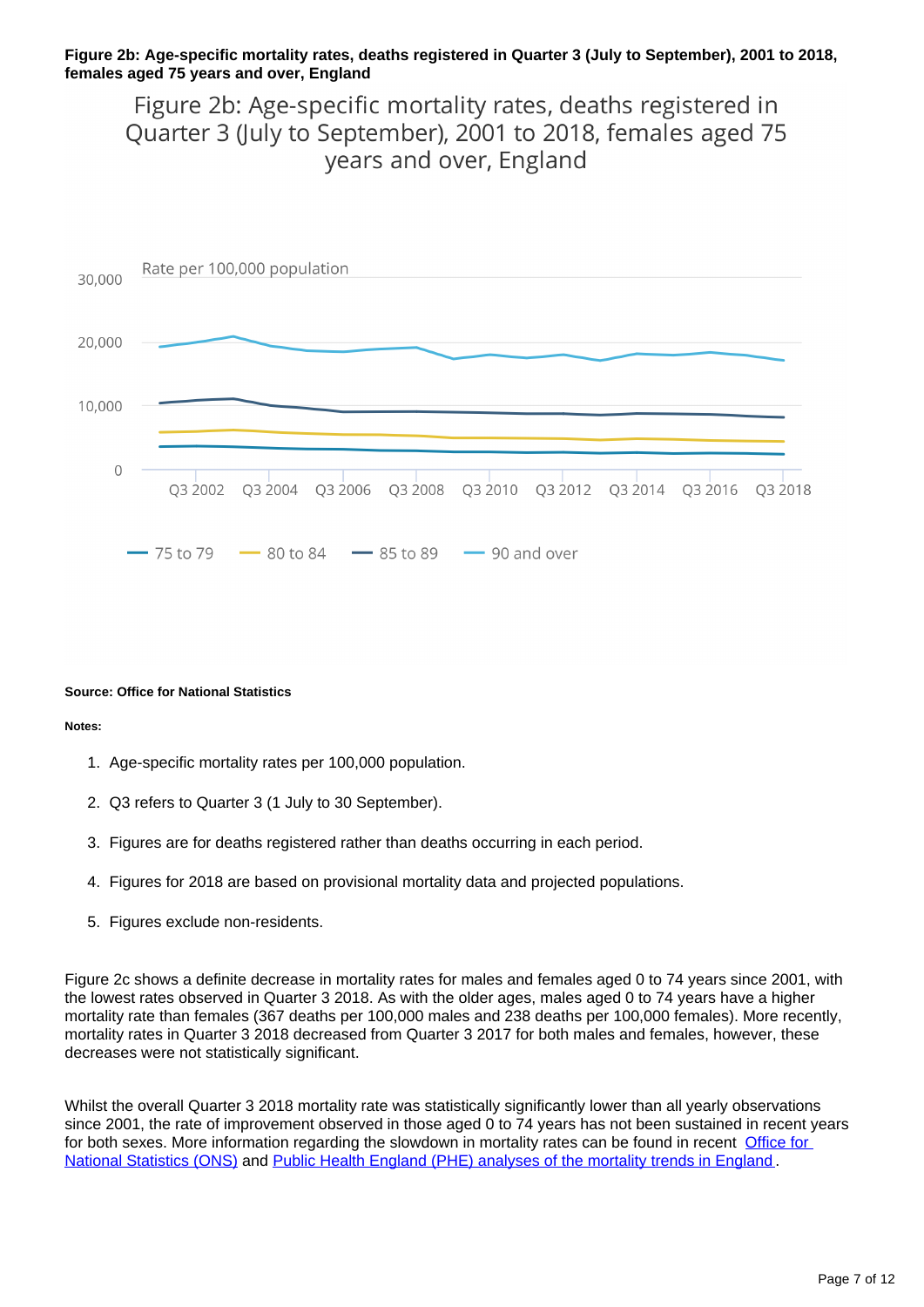**Figure 2b: Age-specific mortality rates, deaths registered in Quarter 3 (July to September), 2001 to 2018, females aged 75 years and over, England**

Figure 2b: Age-specific mortality rates, deaths registered in Quarter 3 (July to September), 2001 to 2018, females aged 75 years and over, England

Rate per 100,000 population

30,000

20,000

10,000

0

Q3 2002 Q3 2004 Q3 2006 Q3 2008 Q3 2010 Q3 2012 Q3 2014 Q3 2016 Q3 2018

75 to 79 80 to 84 85 to 89 90 and over

**Source: Office for National Statistics**

**Notes:**

1. Age-specific mortality rates per 100,000 population.
2. Q3 refers to Quarter 3 (1 July to 30 September).
3. Figures are for deaths registered rather than deaths occurring in each period.
4. Figures for 2018 are based on provisional mortality data and projected populations.
5. Figures exclude non-residents.

Figure 2c shows a definite decrease in mortality rates for males and females aged 0 to 74 years since 2001, with the lowest rates observed in Quarter 3 2018. As with the older ages, males aged 0 to 74 years have a higher mortality rate than females (367 deaths per 100,000 males and 238 deaths per 100,000 females). More recently, mortality rates in Quarter 3 2018 decreased from Quarter 3 2017 for both males and females, however, these decreases were not statistically significant.

Whilst the overall Quarter 3 2018 mortality rate was statistically significantly lower than all yearly observations since 2001, the rate of improvement observed in those aged 0 to 74 years has not been sustained in recent years for both sexes. More information regarding the slowdown in mortality rates can be found in recent Office for National Statistics (ONS) and Public Health England (PHE) analyses of the mortality trends in England.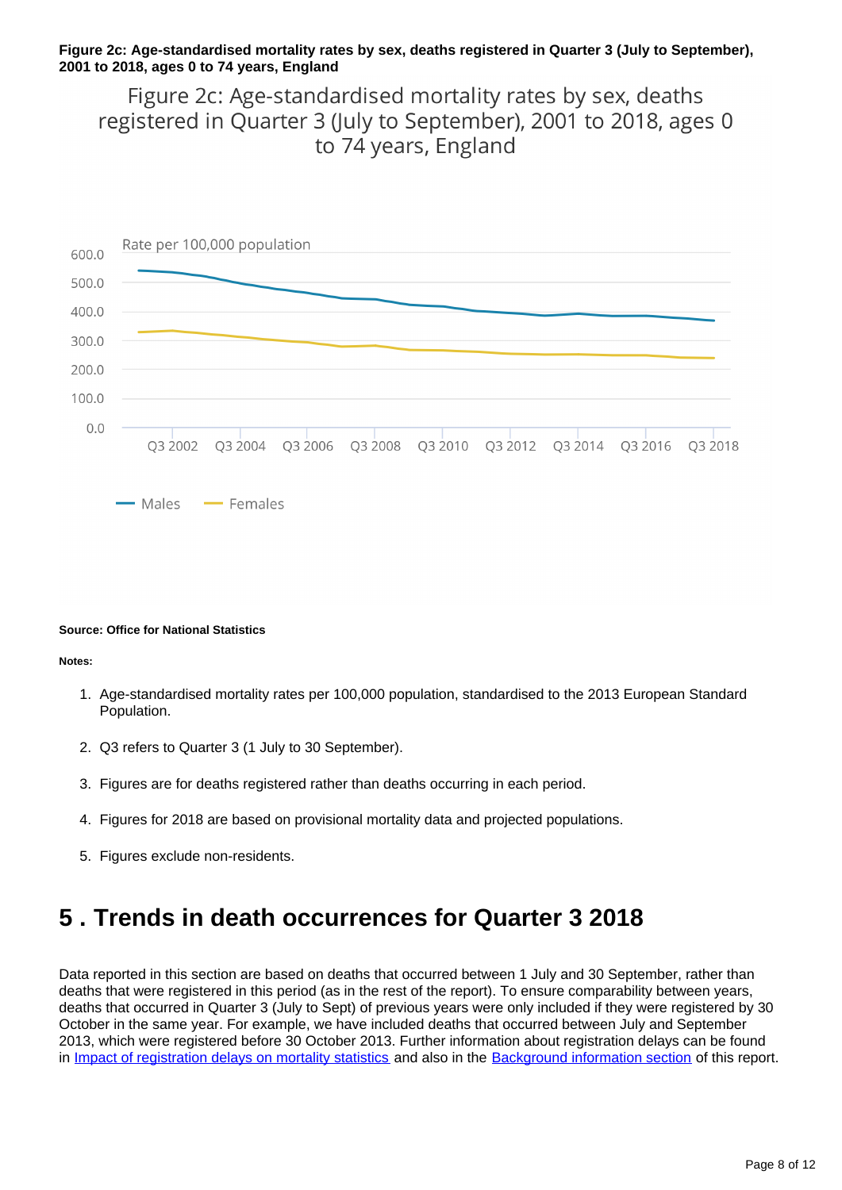**Figure 2c: Age-standardised mortality rates by sex, deaths registered in Quarter 3 (July to September), 2001 to 2018, ages 0 to 74 years, England**

Figure 2c: Age-standardised mortality rates by sex, deaths registered in Quarter 3 (July to September), 2001 to 2018, ages 0 to 74 years, England

Rate per 100,000 population

Males — Females

**Source: Office for National Statistics**

**Notes:**

1. Age-standardised mortality rates per 100,000 population, standardised to the 2013 European Standard Population.
2. Q3 refers to Quarter 3 (1 July to 30 September).
3. Figures are for deaths registered rather than deaths occurring in each period.
4. Figures for 2018 are based on provisional mortality data and projected populations.
5. Figures exclude non-residents.

# 5 . Trends in death occurrences for Quarter 3 2018

Data reported in this section are based on deaths that occurred between 1 July and 30 September, rather than deaths that were registered in this period (as in the rest of the report). To ensure comparability between years, deaths that occurred in Quarter 3 (July to Sept) of previous years were only included if they were registered by 30 October in the same year. For example, we have included deaths that occurred between July and September 2013, which were registered before 30 October 2013. Further information about registration delays can be found in [Impact of registration delays on mortality statistics](#) and also in the [Background information section](#) of this report.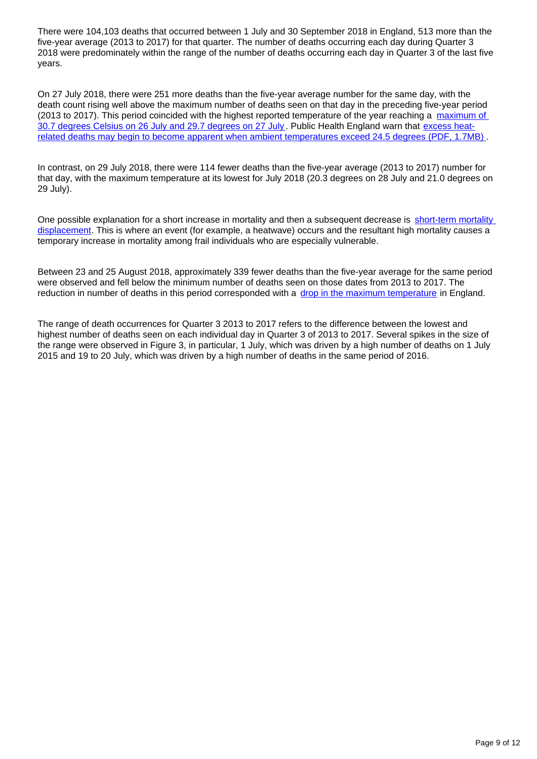There were 104,103 deaths that occurred between 1 July and 30 September 2018 in England, 513 more than the five-year average (2013 to 2017) for that quarter. The number of deaths occurring each day during Quarter 3 2018 were predominately within the range of the number of deaths occurring each day in Quarter 3 of the last five years.

On 27 July 2018, there were 251 more deaths than the five-year average number for the same day, with the death count rising well above the maximum number of deaths seen on that day in the preceding five-year period (2013 to 2017). This period coincided with the highest reported temperature of the year reaching a maximum of 30.7 degrees Celsius on 26 July and 29.7 degrees on 27 July. Public Health England warn that excess heat-related deaths may begin to become apparent when ambient temperatures exceed 24.5 degrees (PDF, 1.7MB).

In contrast, on 29 July 2018, there were 114 fewer deaths than the five-year average (2013 to 2017) number for that day, with the maximum temperature at its lowest for July 2018 (20.3 degrees on 28 July and 21.0 degrees on 29 July).

One possible explanation for a short increase in mortality and then a subsequent decrease is short-term mortality displacement. This is where an event (for example, a heatwave) occurs and the resultant high mortality causes a temporary increase in mortality among frail individuals who are especially vulnerable.

Between 23 and 25 August 2018, approximately 339 fewer deaths than the five-year average for the same period were observed and fell below the minimum number of deaths seen on those dates from 2013 to 2017. The reduction in number of deaths in this period corresponded with a drop in the maximum temperature in England.

The range of death occurrences for Quarter 3 2013 to 2017 refers to the difference between the lowest and highest number of deaths seen on each individual day in Quarter 3 of 2013 to 2017. Several spikes in the size of the range were observed in Figure 3, in particular, 1 July, which was driven by a high number of deaths on 1 July 2015 and 19 to 20 July, which was driven by a high number of deaths in the same period of 2016.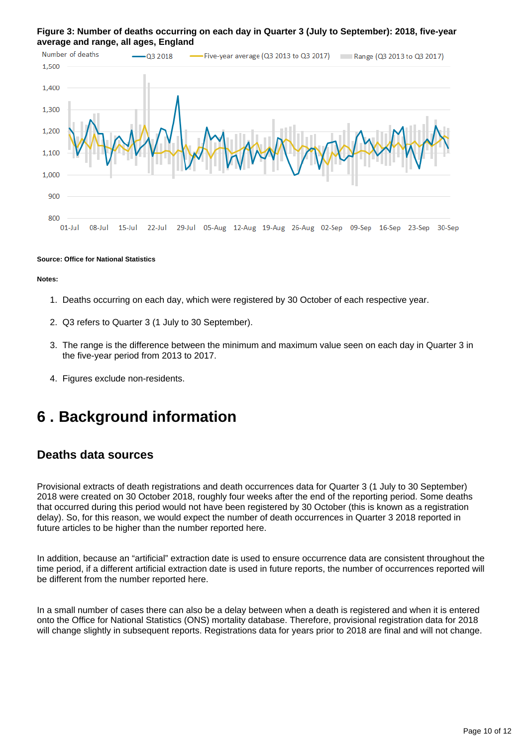**Figure 3: Number of deaths occurring on each day in Quarter 3 (July to September): 2018, five-year average and range, all ages, England**

**Source: Office for National Statistics**

**Notes:**

1. Deaths occurring on each day, which were registered by 30 October of each respective year.
2. Q3 refers to Quarter 3 (1 July to 30 September).
3. The range is the difference between the minimum and maximum value seen on each day in Quarter 3 in the five-year period from 2013 to 2017.
4. Figures exclude non-residents.

# 6 . Background information

## Deaths data sources

Provisional extracts of death registrations and death occurrences data for Quarter 3 (1 July to 30 September) 2018 were created on 30 October 2018, roughly four weeks after the end of the reporting period. Some deaths that occurred during this period would not have been registered by 30 October (this is known as a registration delay). So, for this reason, we would expect the number of death occurrences in Quarter 3 2018 reported in future articles to be higher than the number reported here.

In addition, because an "artificial" extraction date is used to ensure occurrence data are consistent throughout the time period, if a different artificial extraction date is used in future reports, the number of occurrences reported will be different from the number reported here.

In a small number of cases there can also be a delay between when a death is registered and when it is entered onto the Office for National Statistics (ONS) mortality database. Therefore, provisional registration data for 2018 will change slightly in subsequent reports. Registrations data for years prior to 2018 are final and will not change.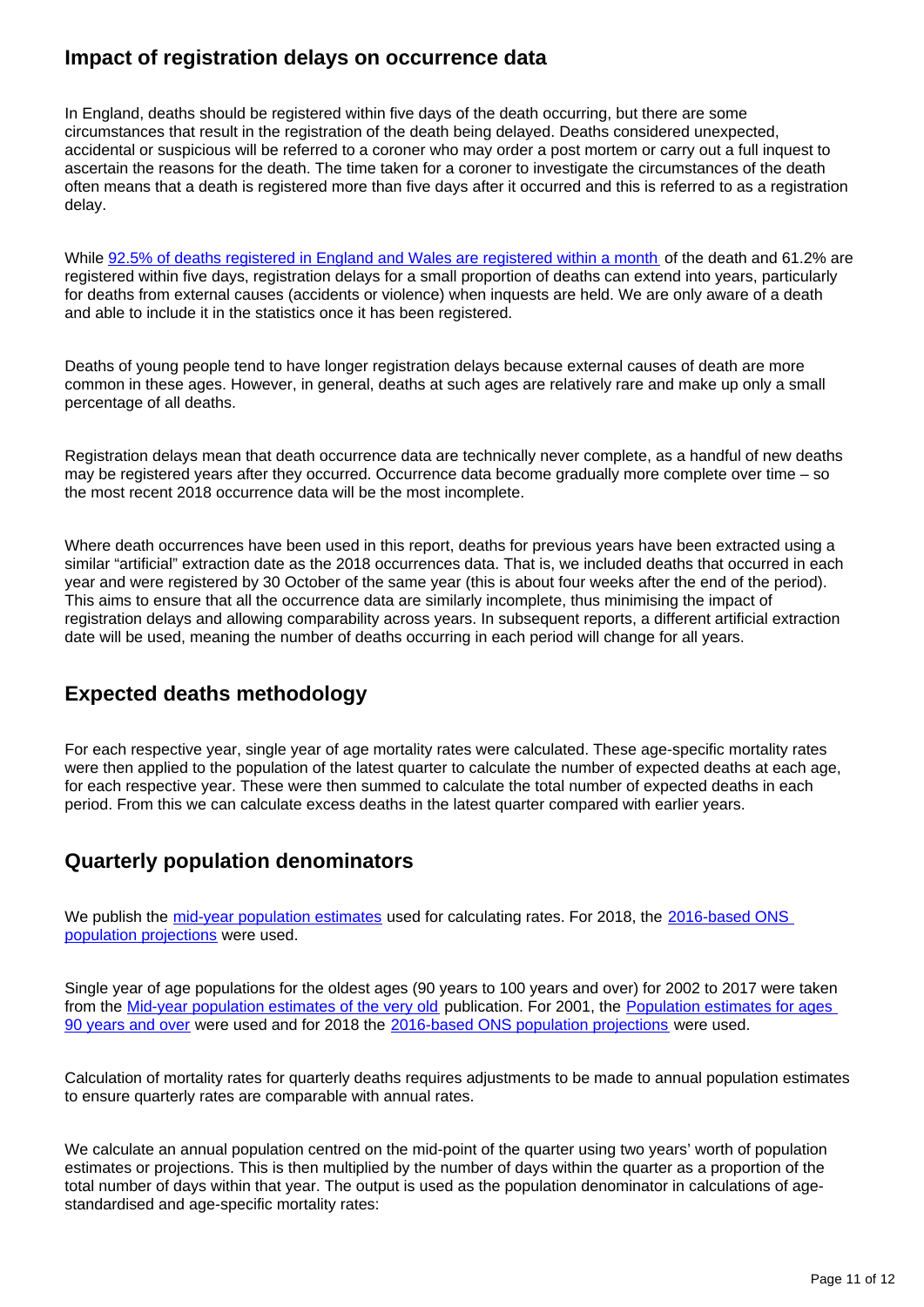## Impact of registration delays on occurrence data

In England, deaths should be registered within five days of the death occurring, but there are some circumstances that result in the registration of the death being delayed. Deaths considered unexpected, accidental or suspicious will be referred to a coroner who may order a post mortem or carry out a full inquest to ascertain the reasons for the death. The time taken for a coroner to investigate the circumstances of the death often means that a death is registered more than five days after it occurred and this is referred to as a registration delay.

While 92.5% of deaths registered in England and Wales are registered within a month of the death and 61.2% are registered within five days, registration delays for a small proportion of deaths can extend into years, particularly for deaths from external causes (accidents or violence) when inquests are held. We are only aware of a death and able to include it in the statistics once it has been registered.

Deaths of young people tend to have longer registration delays because external causes of death are more common in these ages. However, in general, deaths at such ages are relatively rare and make up only a small percentage of all deaths.

Registration delays mean that death occurrence data are technically never complete, as a handful of new deaths may be registered years after they occurred. Occurrence data become gradually more complete over time – so the most recent 2018 occurrence data will be the most incomplete.

Where death occurrences have been used in this report, deaths for previous years have been extracted using a similar "artificial" extraction date as the 2018 occurrences data. That is, we included deaths that occurred in each year and were registered by 30 October of the same year (this is about four weeks after the end of the period). This aims to ensure that all the occurrence data are similarly incomplete, thus minimising the impact of registration delays and allowing comparability across years. In subsequent reports, a different artificial extraction date will be used, meaning the number of deaths occurring in each period will change for all years.

## Expected deaths methodology

For each respective year, single year of age mortality rates were calculated. These age-specific mortality rates were then applied to the population of the latest quarter to calculate the number of expected deaths at each age, for each respective year. These were then summed to calculate the total number of expected deaths in each period. From this we can calculate excess deaths in the latest quarter compared with earlier years.

## Quarterly population denominators

We publish the mid-year population estimates used for calculating rates. For 2018, the 2016-based ONS population projections were used.

Single year of age populations for the oldest ages (90 years to 100 years and over) for 2002 to 2017 were taken from the Mid-year population estimates of the very old publication. For 2001, the Population estimates for ages 90 years and over were used and for 2018 the 2016-based ONS population projections were used.

Calculation of mortality rates for quarterly deaths requires adjustments to be made to annual population estimates to ensure quarterly rates are comparable with annual rates.

We calculate an annual population centred on the mid-point of the quarter using two years' worth of population estimates or projections. This is then multiplied by the number of days within the quarter as a proportion of the total number of days within that year. The output is used as the population denominator in calculations of age-standardised and age-specific mortality rates: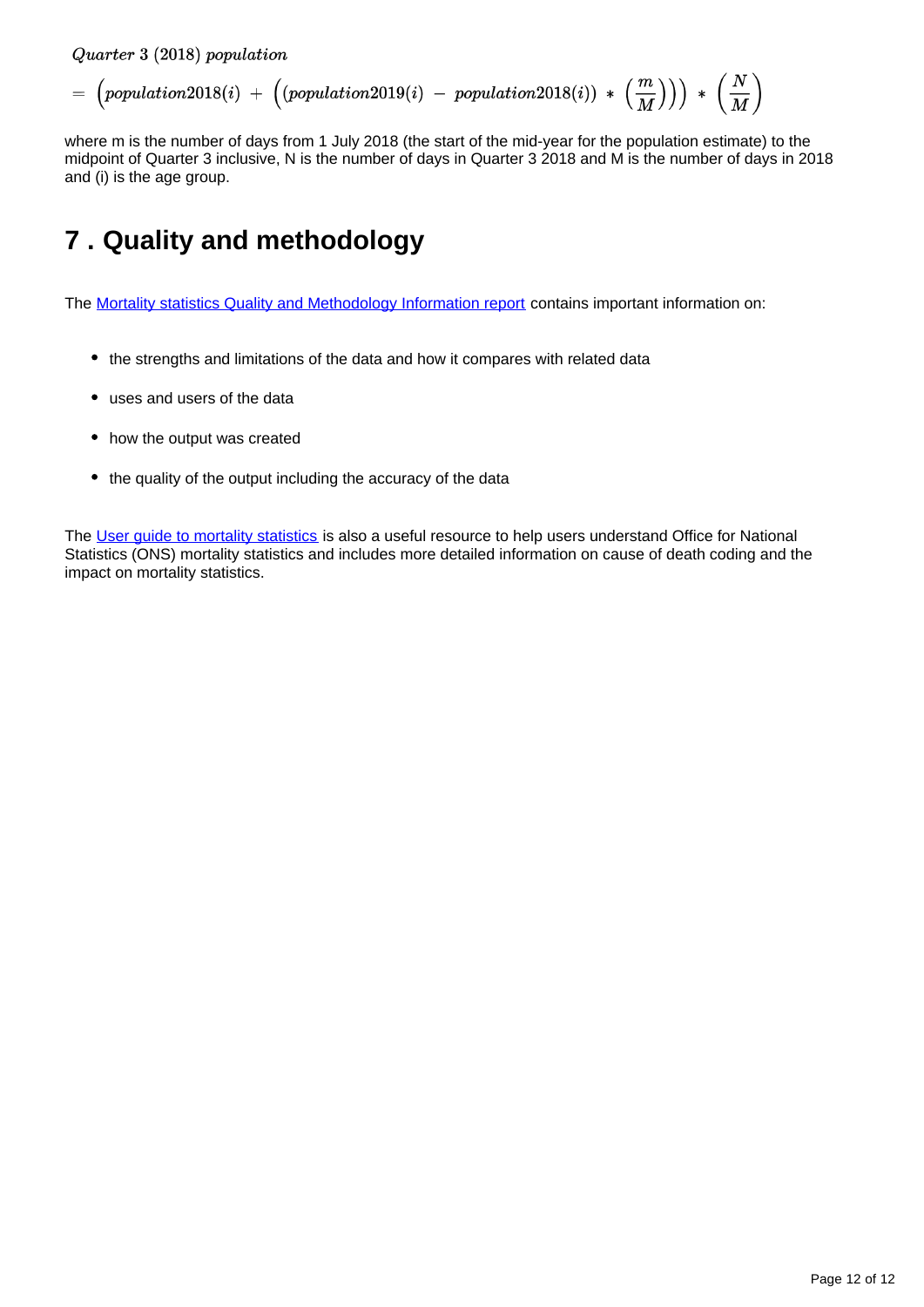$$Quarter\ 3\ (2018)\ population$$

$$= \left(population2018(i) + \left((population2019(i) - population2018(i)) * \left(\frac{m}{M}\right)\right)\right) * \left(\frac{N}{M}\right)$$

where m is the number of days from 1 July 2018 (the start of the mid-year for the population estimate) to the midpoint of Quarter 3 inclusive, N is the number of days in Quarter 3 2018 and M is the number of days in 2018 and (i) is the age group.

## 7 . Quality and methodology

The Mortality statistics Quality and Methodology Information report contains important information on:

- the strengths and limitations of the data and how it compares with related data
- uses and users of the data
- how the output was created
- the quality of the output including the accuracy of the data

The User guide to mortality statistics is also a useful resource to help users understand Office for National Statistics (ONS) mortality statistics and includes more detailed information on cause of death coding and the impact on mortality statistics.